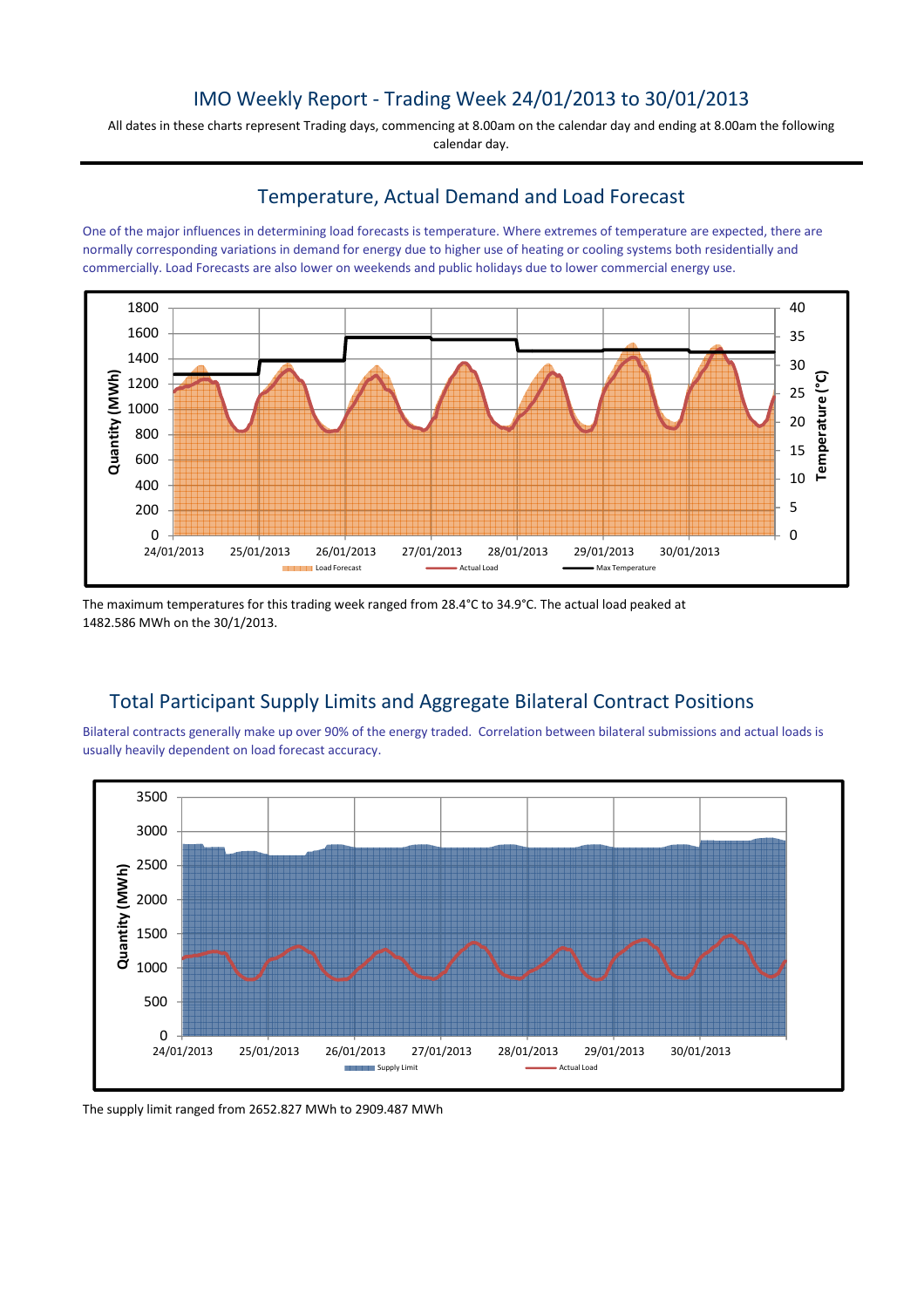# IMO Weekly Report - Trading Week 24/01/2013 to 30/01/2013

All dates in these charts represent Trading days, commencing at 8.00am on the calendar day and ending at 8.00am the following calendar day.

## Temperature, Actual Demand and Load Forecast

One of the major influences in determining load forecasts is temperature. Where extremes of temperature are expected, there are normally corresponding variations in demand for energy due to higher use of heating or cooling systems both residentially and commercially. Load Forecasts are also lower on weekends and public holidays due to lower commercial energy use.

The maximum temperatures for this trading week ranged from 28.4°C to 34.9°C. The actual load peaked at 1482.586 MWh on the 30/1/2013.

## Total Participant Supply Limits and Aggregate Bilateral Contract Positions

Bilateral contracts generally make up over 90% of the energy traded. Correlation between bilateral submissions and actual loads is usually heavily dependent on load forecast accuracy.

The supply limit ranged from 2652.827 MWh to 2909.487 MWh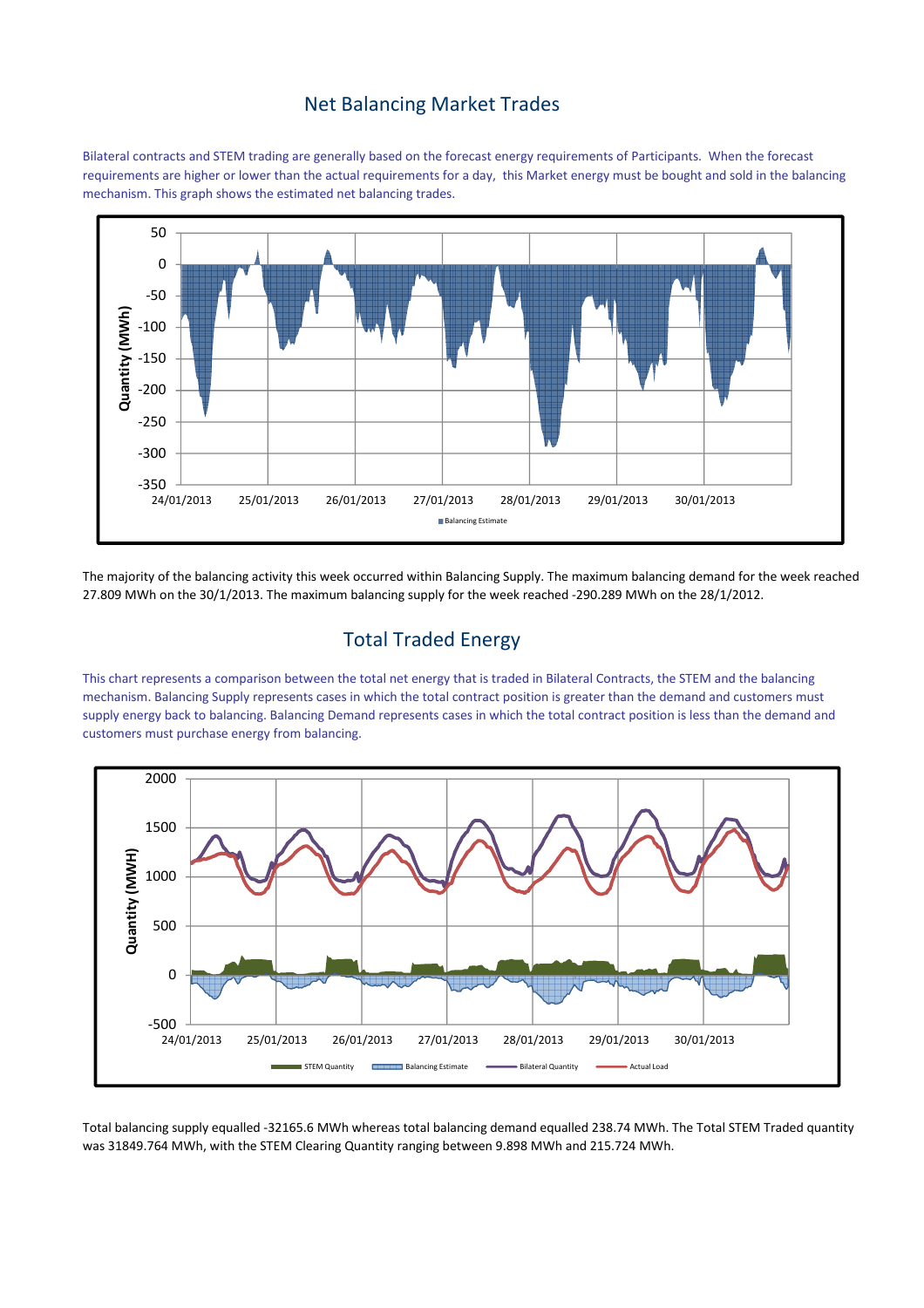## Net Balancing Market Trades

Bilateral contracts and STEM trading are generally based on the forecast energy requirements of Participants. When the forecast requirements are higher or lower than the actual requirements for a day, this Market energy must be bought and sold in the balancing mechanism. This graph shows the estimated net balancing trades.

The majority of the balancing activity this week occurred within Balancing Supply. The maximum balancing demand for the week reached 27.809 MWh on the 30/1/2013. The maximum balancing supply for the week reached -290.289 MWh on the 28/1/2012.

## Total Traded Energy

This chart represents a comparison between the total net energy that is traded in Bilateral Contracts, the STEM and the balancing mechanism. Balancing Supply represents cases in which the total contract position is greater than the demand and customers must supply energy back to balancing. Balancing Demand represents cases in which the total contract position is less than the demand and customers must purchase energy from balancing.

Total balancing supply equalled -32165.6 MWh whereas total balancing demand equalled 238.74 MWh. The Total STEM Traded quantity was 31849.764 MWh, with the STEM Clearing Quantity ranging between 9.898 MWh and 215.724 MWh.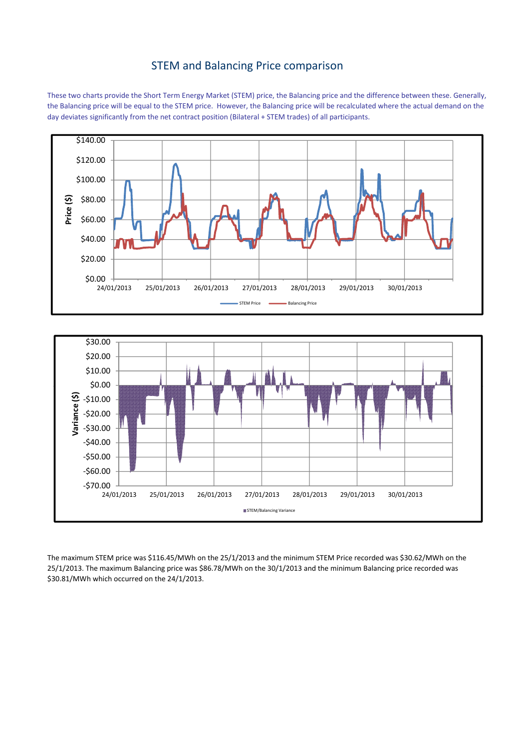# STEM and Balancing Price comparison

These two charts provide the Short Term Energy Market (STEM) price, the Balancing price and the difference between these. Generally, the Balancing price will be equal to the STEM price. However, the Balancing price will be recalculated where the actual demand on the day deviates significantly from the net contract position (Bilateral + STEM trades) of all participants.

Price ($)

$140.00
$120.00
$100.00
$80.00
$60.00
$40.00
$20.00
$0.00

24/01/2013 25/01/2013 26/01/2013 27/01/2013 28/01/2013 29/01/2013 30/01/2013

STEM Price
Balancing Price

Variance ($)

$30.00
$20.00
$10.00
$0.00
-$10.00
-$20.00
-$30.00
-$40.00
-$50.00
-$60.00
-$70.00

24/01/2013 25/01/2013 26/01/2013 27/01/2013 28/01/2013 29/01/2013 30/01/2013

STEM/Balancing Variance

The maximum STEM price was $116.45/MWh on the 25/1/2013 and the minimum STEM Price recorded was $30.62/MWh on the 25/1/2013. The maximum Balancing price was $86.78/MWh on the 30/1/2013 and the minimum Balancing price recorded was $30.81/MWh which occurred on the 24/1/2013.